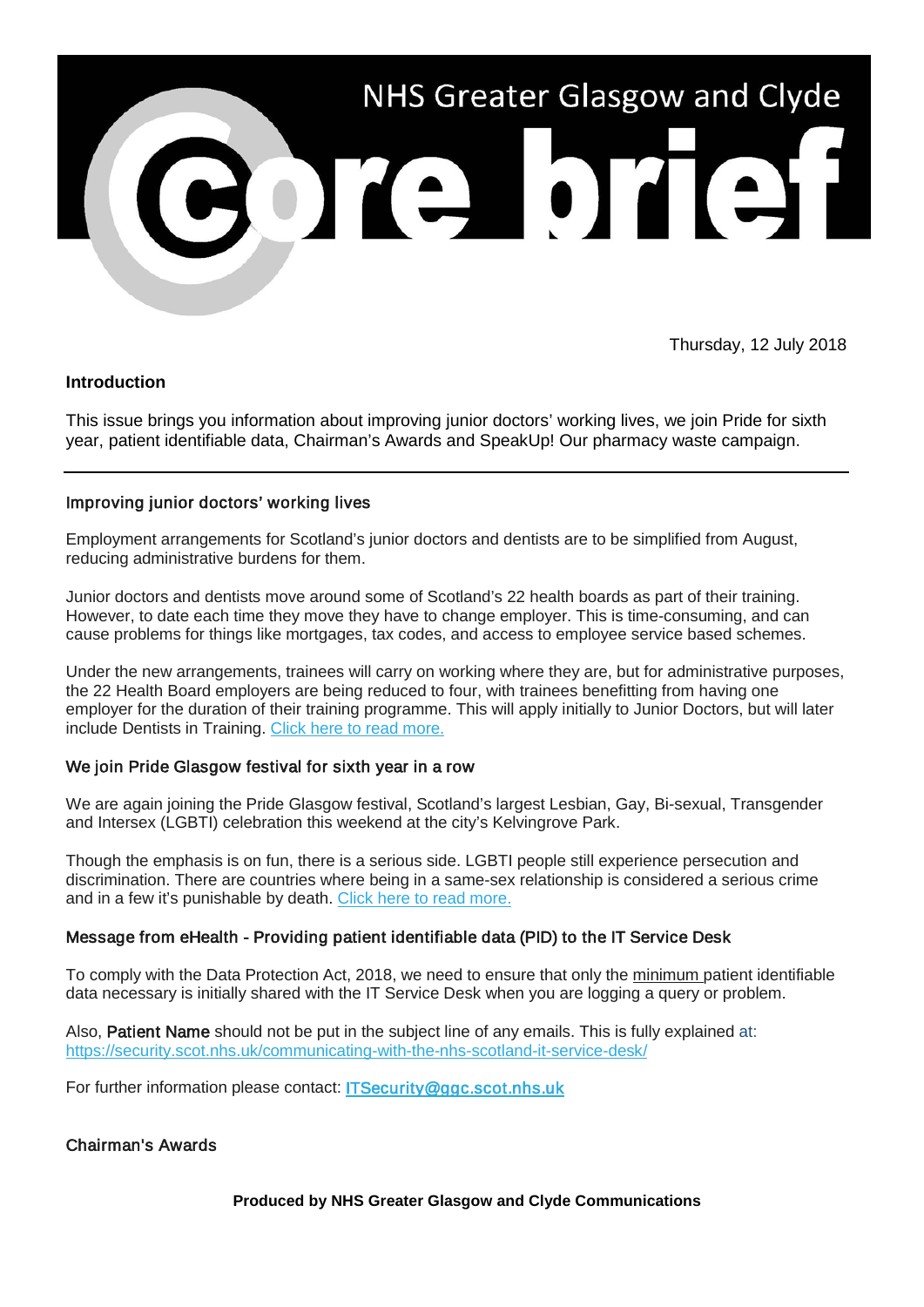# NHS Greater Glasgow and Clyde

# core brief

Thursday, 12 July 2018

## Introduction

This issue brings you information about improving junior doctors' working lives, we join Pride for sixth year, patient identifiable data, Chairman's Awards and SpeakUp! Our pharmacy waste campaign.

---

### Improving junior doctors' working lives

Employment arrangements for Scotland's junior doctors and dentists are to be simplified from August, reducing administrative burdens for them.

Junior doctors and dentists move around some of Scotland's 22 health boards as part of their training. However, to date each time they move they have to change employer. This is time-consuming, and can cause problems for things like mortgages, tax codes, and access to employee service based schemes.

Under the new arrangements, trainees will carry on working where they are, but for administrative purposes, the 22 Health Board employers are being reduced to four, with trainees benefitting from having one employer for the duration of their training programme. This will apply initially to Junior Doctors, but will later include Dentists in Training. Click here to read more.

### We join Pride Glasgow festival for sixth year in a row

We are again joining the Pride Glasgow festival, Scotland's largest Lesbian, Gay, Bi-sexual, Transgender and Intersex (LGBTI) celebration this weekend at the city's Kelvingrove Park.

Though the emphasis is on fun, there is a serious side. LGBTI people still experience persecution and discrimination. There are countries where being in a same-sex relationship is considered a serious crime and in a few it's punishable by death. Click here to read more.

### Message from eHealth - Providing patient identifiable data (PID) to the IT Service Desk

To comply with the Data Protection Act, 2018, we need to ensure that only the minimum patient identifiable data necessary is initially shared with the IT Service Desk when you are logging a query or problem.

Also, Patient Name should not be put in the subject line of any emails. This is fully explained at: https://security.scot.nhs.uk/communicating-with-the-nhs-scotland-it-service-desk/

For further information please contact: ITSecurity@ggc.scot.nhs.uk

### Chairman's Awards

**Produced by NHS Greater Glasgow and Clyde Communications**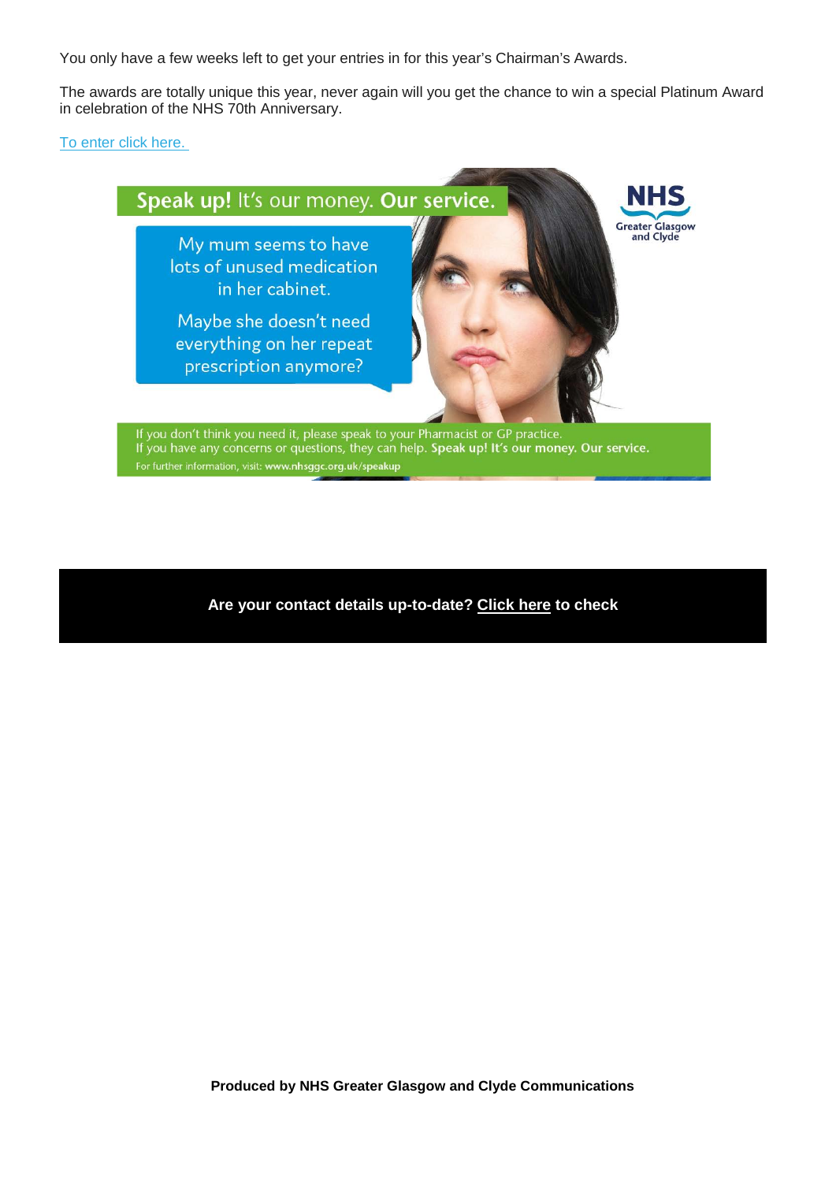You only have a few weeks left to get your entries in for this year's Chairman's Awards.

The awards are totally unique this year, never again will you get the chance to win a special Platinum Award in celebration of the NHS 70th Anniversary.

To enter click here.

**Speak up!** It's our money. **Our service.**

My mum seems to have lots of unused medication in her cabinet.

Maybe she doesn't need everything on her repeat prescription anymore?

NHS Greater Glasgow and Clyde

If you don't think you need it, please speak to your Pharmacist or GP practice.
If you have any concerns or questions, they can help. **Speak up! It's our money. Our service.**

For further information, visit: **www.nhsggc.org.uk/speakup**

**Are your contact details up-to-date? Click here to check**

**Produced by NHS Greater Glasgow and Clyde Communications**